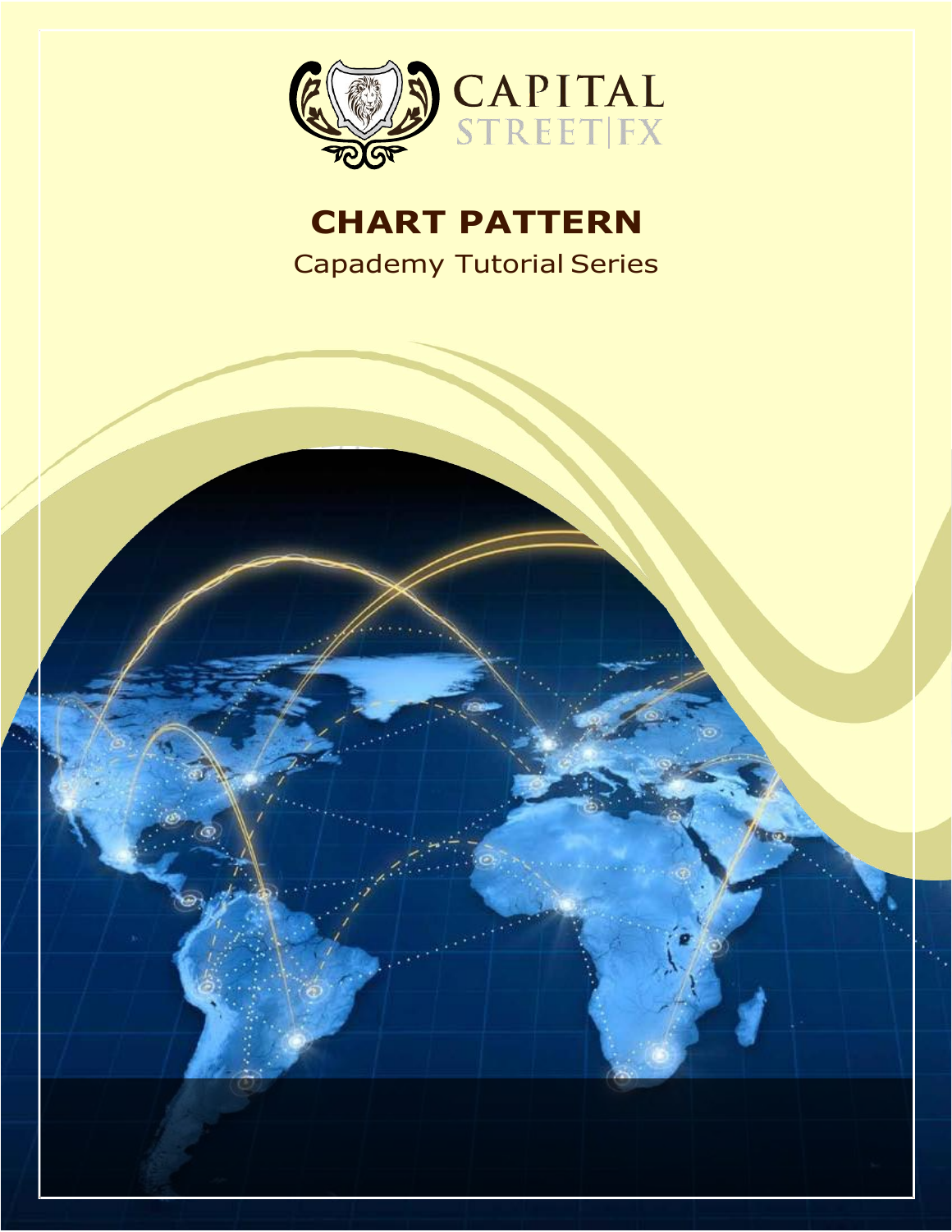CAPITAL STREET|FX

# CHART PATTERN

Capademy Tutorial Series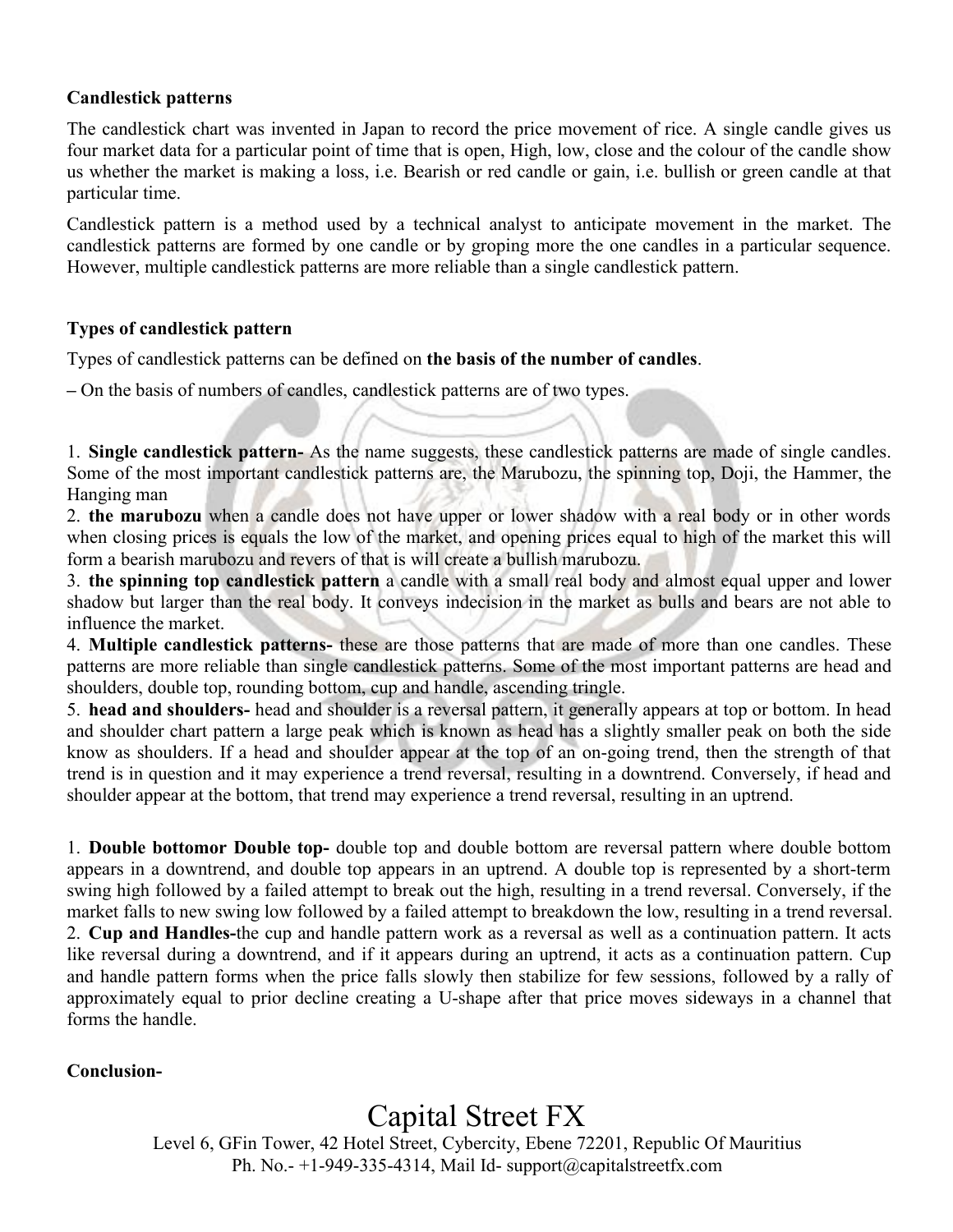**Candlestick patterns**

The candlestick chart was invented in Japan to record the price movement of rice. A single candle gives us four market data for a particular point of time that is open, High, low, close and the colour of the candle show us whether the market is making a loss, i.e. Bearish or red candle or gain, i.e. bullish or green candle at that particular time.

Candlestick pattern is a method used by a technical analyst to anticipate movement in the market. The candlestick patterns are formed by one candle or by groping more the one candles in a particular sequence. However, multiple candlestick patterns are more reliable than a single candlestick pattern.

**Types of candlestick pattern**

Types of candlestick patterns can be defined on **the basis of the number of candles**.

– On the basis of numbers of candles, candlestick patterns are of two types.

1. **Single candlestick pattern-** As the name suggests, these candlestick patterns are made of single candles. Some of the most important candlestick patterns are, the Marubozu, the spinning top, Doji, the Hammer, the Hanging man
2. **the marubozu** when a candle does not have upper or lower shadow with a real body or in other words when closing prices is equals the low of the market, and opening prices equal to high of the market this will form a bearish marubozu and revers of that is will create a bullish marubozu.
3. **the spinning top candlestick pattern** a candle with a small real body and almost equal upper and lower shadow but larger than the real body. It conveys indecision in the market as bulls and bears are not able to influence the market.
4. **Multiple candlestick patterns-** these are those patterns that are made of more than one candles. These patterns are more reliable than single candlestick patterns. Some of the most important patterns are head and shoulders, double top, rounding bottom, cup and handle, ascending tringle.
5. **head and shoulders-** head and shoulder is a reversal pattern, it generally appears at top or bottom. In head and shoulder chart pattern a large peak which is known as head has a slightly smaller peak on both the side know as shoulders. If a head and shoulder appear at the top of an on-going trend, then the strength of that trend is in question and it may experience a trend reversal, resulting in a downtrend. Conversely, if head and shoulder appear at the bottom, that trend may experience a trend reversal, resulting in an uptrend.

1. **Double bottomor Double top-** double top and double bottom are reversal pattern where double bottom appears in a downtrend, and double top appears in an uptrend. A double top is represented by a short-term swing high followed by a failed attempt to break out the high, resulting in a trend reversal. Conversely, if the market falls to new swing low followed by a failed attempt to breakdown the low, resulting in a trend reversal.
2. **Cup and Handles-**the cup and handle pattern work as a reversal as well as a continuation pattern. It acts like reversal during a downtrend, and if it appears during an uptrend, it acts as a continuation pattern. Cup and handle pattern forms when the price falls slowly then stabilize for few sessions, followed by a rally of approximately equal to prior decline creating a U-shape after that price moves sideways in a channel that forms the handle.

**Conclusion-**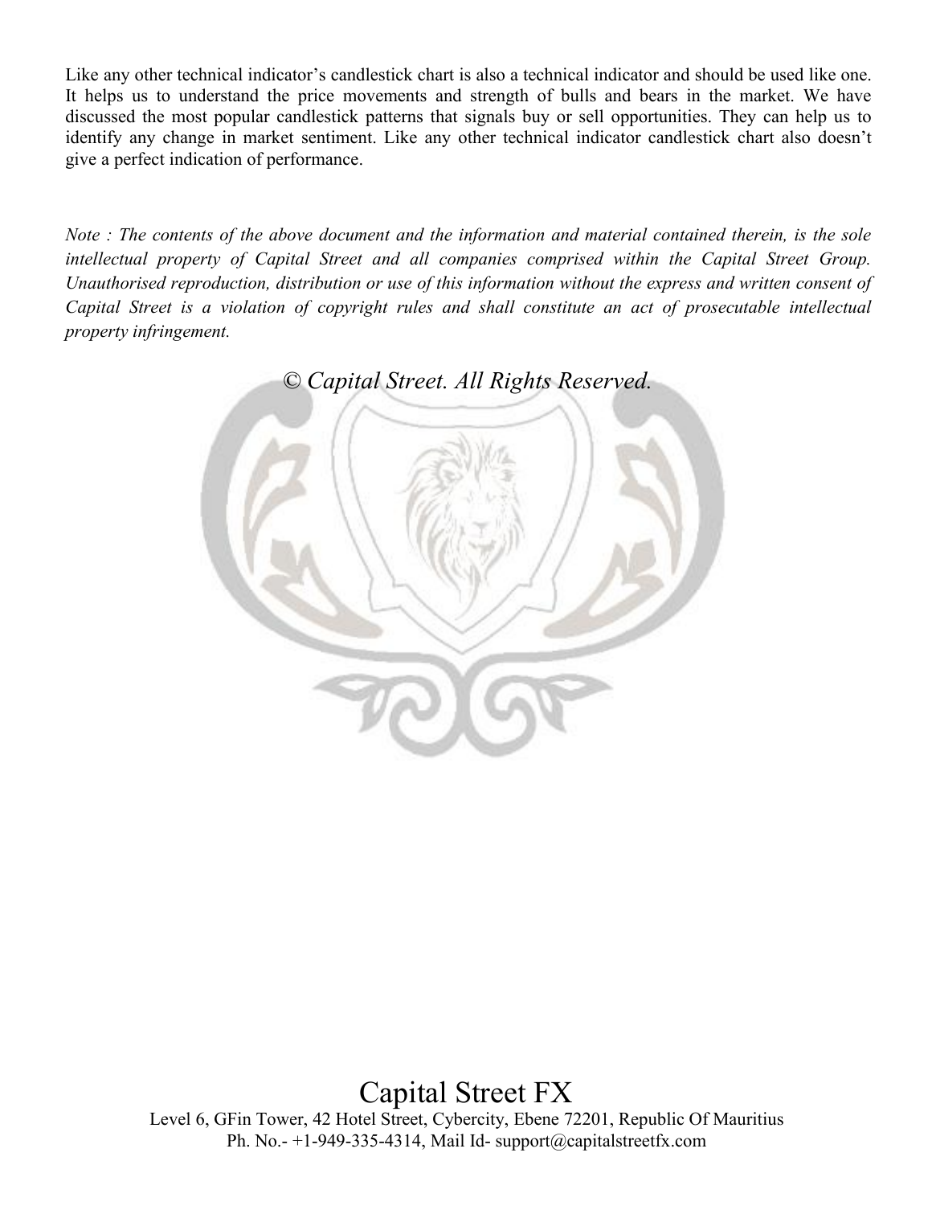Like any other technical indicator's candlestick chart is also a technical indicator and should be used like one. It helps us to understand the price movements and strength of bulls and bears in the market. We have discussed the most popular candlestick patterns that signals buy or sell opportunities. They can help us to identify any change in market sentiment. Like any other technical indicator candlestick chart also doesn't give a perfect indication of performance.

*Note : The contents of the above document and the information and material contained therein, is the sole intellectual property of Capital Street and all companies comprised within the Capital Street Group. Unauthorised reproduction, distribution or use of this information without the express and written consent of Capital Street is a violation of copyright rules and shall constitute an act of prosecutable intellectual property infringement.*

*© Capital Street. All Rights Reserved.*

Capital Street FX

Level 6, GFin Tower, 42 Hotel Street, Cybercity, Ebene 72201, Republic Of Mauritius

Ph. No.- +1-949-335-4314, Mail Id- support@capitalstreetfx.com